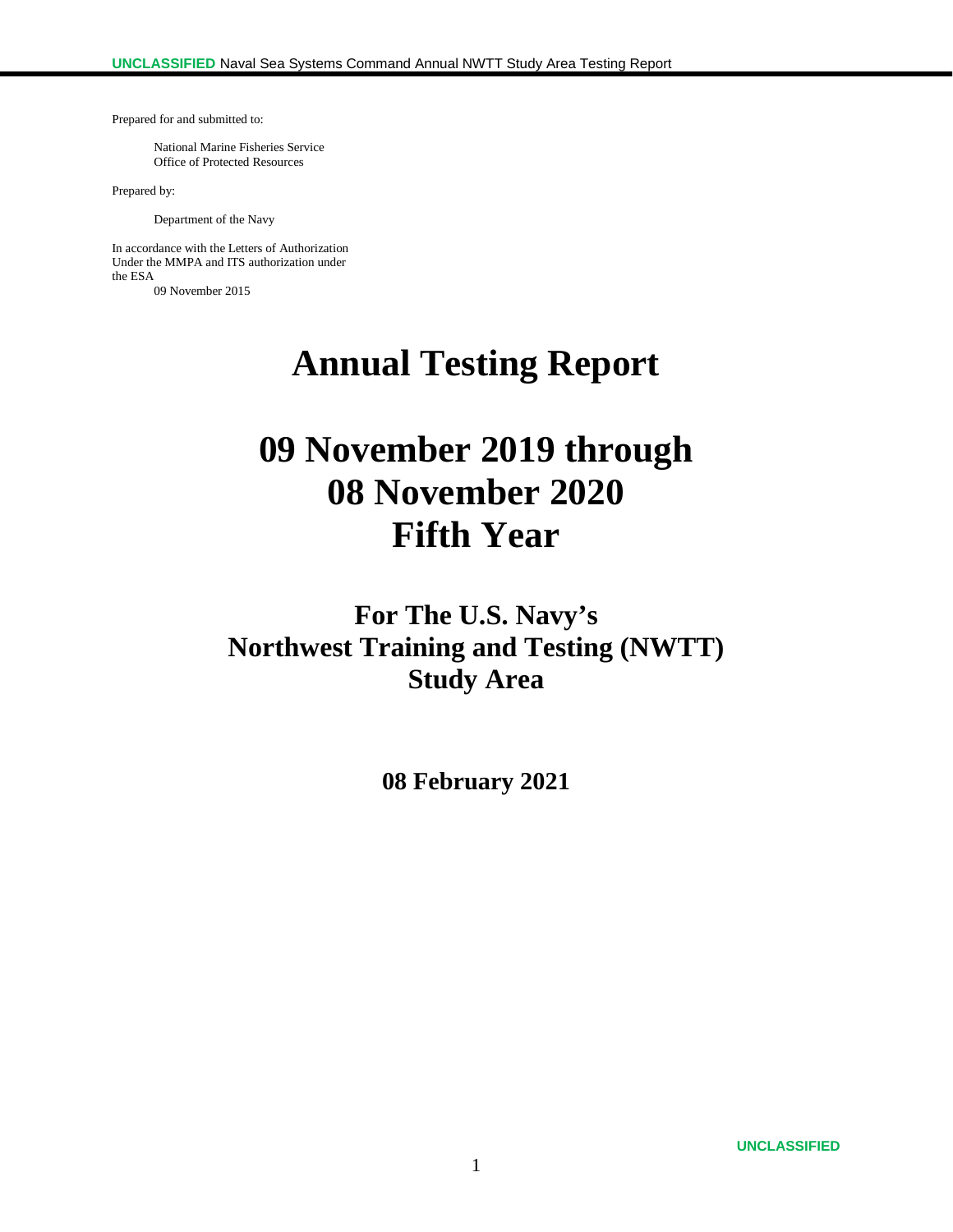Prepared for and submitted to:

National Marine Fisheries Service
Office of Protected Resources

Prepared by:

Department of the Navy

In accordance with the Letters of Authorization Under the MMPA and ITS authorization under the ESA
09 November 2015

# Annual Testing Report

# 09 November 2019 through 08 November 2020 Fifth Year

## For The U.S. Navy's Northwest Training and Testing (NWTT) Study Area

**08 February 2021**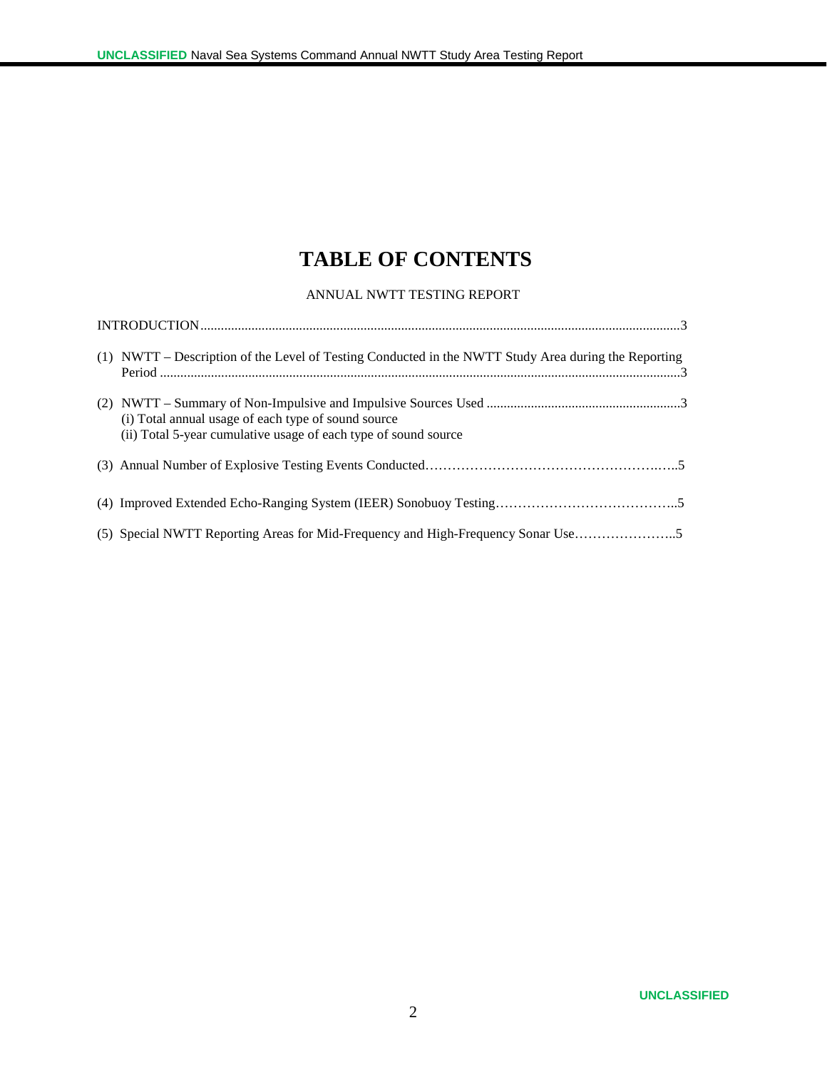# TABLE OF CONTENTS

ANNUAL NWTT TESTING REPORT

INTRODUCTION.....................................................................................................................................3

(1) NWTT – Description of the Level of Testing Conducted in the NWTT Study Area during the Reporting Period ......................................................................................................................................3

(2) NWTT – Summary of Non-Impulsive and Impulsive Sources Used .........................................................3
(i) Total annual usage of each type of sound source
(ii) Total 5-year cumulative usage of each type of sound source

(3) Annual Number of Explosive Testing Events Conducted……………………………………………….…..5

(4) Improved Extended Echo-Ranging System (IEER) Sonobuoy Testing…………………………………..5

(5) Special NWTT Reporting Areas for Mid-Frequency and High-Frequency Sonar Use…………………..5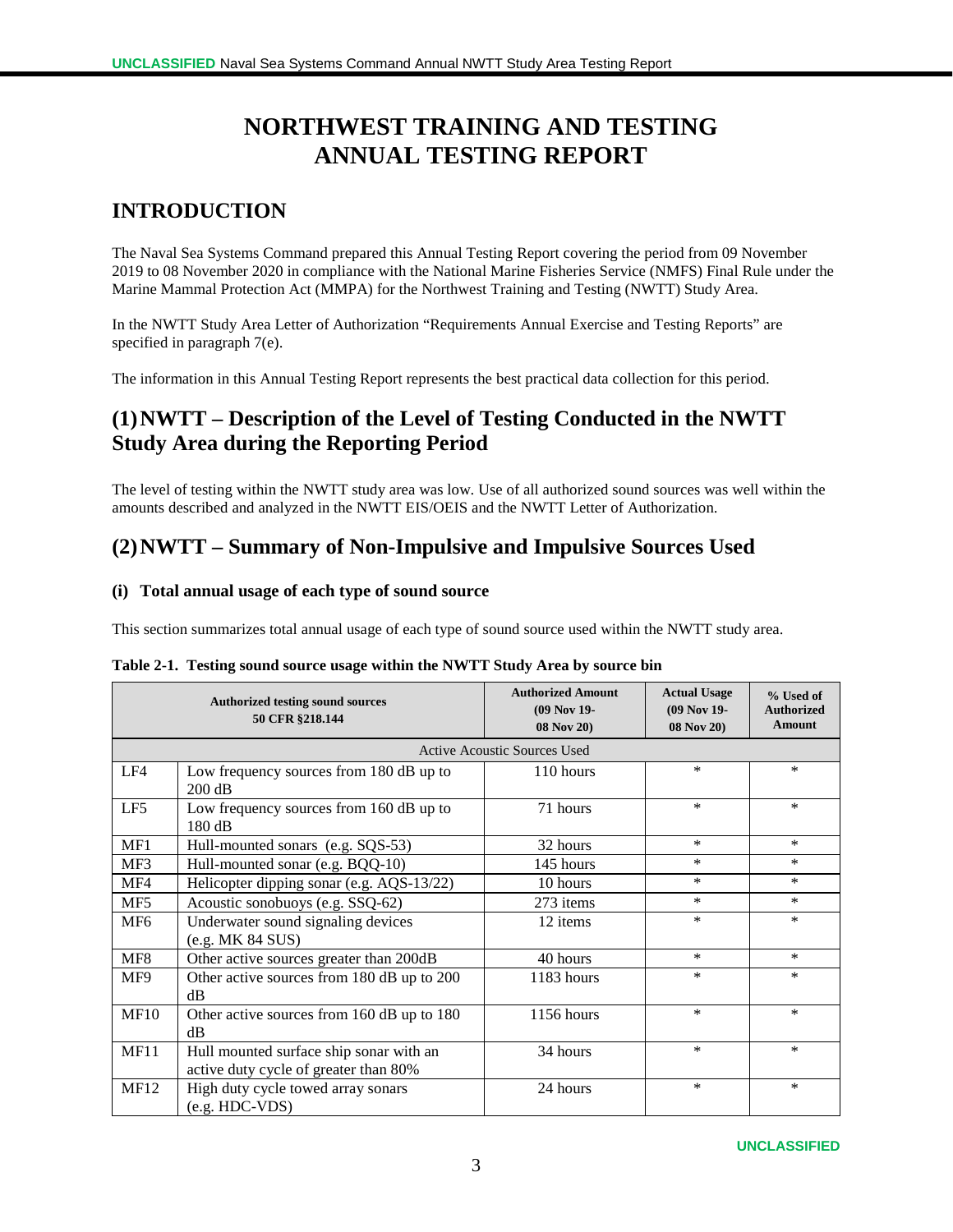# NORTHWEST TRAINING AND TESTING ANNUAL TESTING REPORT

## INTRODUCTION

The Naval Sea Systems Command prepared this Annual Testing Report covering the period from 09 November 2019 to 08 November 2020 in compliance with the National Marine Fisheries Service (NMFS) Final Rule under the Marine Mammal Protection Act (MMPA) for the Northwest Training and Testing (NWTT) Study Area.

In the NWTT Study Area Letter of Authorization "Requirements Annual Exercise and Testing Reports" are specified in paragraph 7(e).

The information in this Annual Testing Report represents the best practical data collection for this period.

## (1) NWTT – Description of the Level of Testing Conducted in the NWTT Study Area during the Reporting Period

The level of testing within the NWTT study area was low. Use of all authorized sound sources was well within the amounts described and analyzed in the NWTT EIS/OEIS and the NWTT Letter of Authorization.

## (2) NWTT – Summary of Non-Impulsive and Impulsive Sources Used

### (i) Total annual usage of each type of sound source

This section summarizes total annual usage of each type of sound source used within the NWTT study area.

**Table 2-1. Testing sound source usage within the NWTT Study Area by source bin**

| Authorized testing sound sources 50 CFR §218.144 | | Authorized Amount (09 Nov 19-08 Nov 20) | Actual Usage (09 Nov 19-08 Nov 20) | % Used of Authorized Amount |
|---|---|---|---|---|
| Active Acoustic Sources Used | | | | |
| LF4 | Low frequency sources from 180 dB up to 200 dB | 110 hours | * | * |
| LF5 | Low frequency sources from 160 dB up to 180 dB | 71 hours | * | * |
| MF1 | Hull-mounted sonars (e.g. SQS-53) | 32 hours | * | * |
| MF3 | Hull-mounted sonar (e.g. BQQ-10) | 145 hours | * | * |
| MF4 | Helicopter dipping sonar (e.g. AQS-13/22) | 10 hours | * | * |
| MF5 | Acoustic sonobuoys (e.g. SSQ-62) | 273 items | * | * |
| MF6 | Underwater sound signaling devices (e.g. MK 84 SUS) | 12 items | * | * |
| MF8 | Other active sources greater than 200dB | 40 hours | * | * |
| MF9 | Other active sources from 180 dB up to 200 dB | 1183 hours | * | * |
| MF10 | Other active sources from 160 dB up to 180 dB | 1156 hours | * | * |
| MF11 | Hull mounted surface ship sonar with an active duty cycle of greater than 80% | 34 hours | * | * |
| MF12 | High duty cycle towed array sonars (e.g. HDC-VDS) | 24 hours | * | * |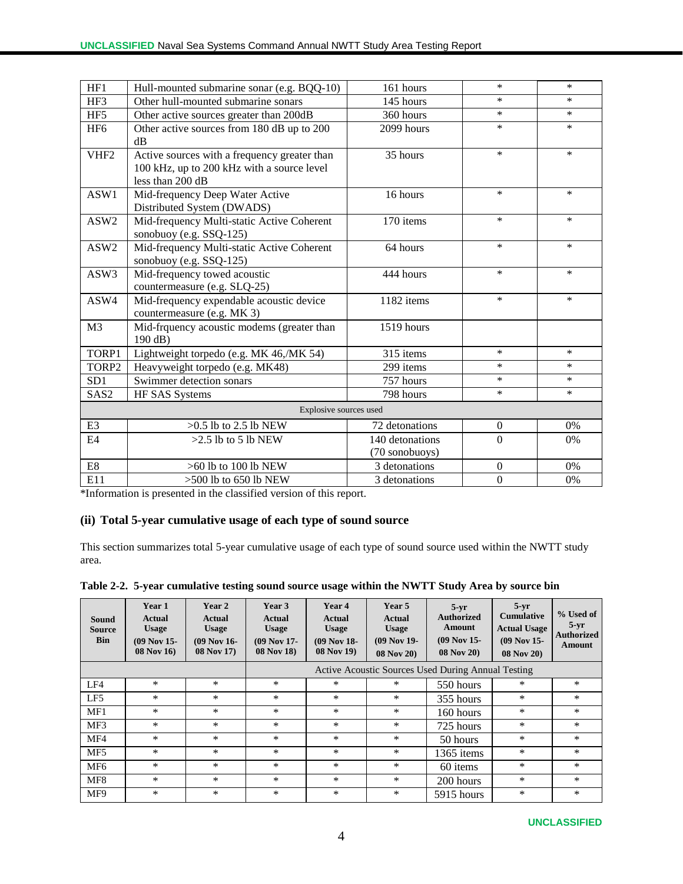| | | | | |
|---|---|---|---|---|
| HF1 | Hull-mounted submarine sonar (e.g. BQQ-10) | 161 hours | * | * |
| HF3 | Other hull-mounted submarine sonars | 145 hours | * | * |
| HF5 | Other active sources greater than 200dB | 360 hours | * | * |
| HF6 | Other active sources from 180 dB up to 200 dB | 2099 hours | * | * |
| VHF2 | Active sources with a frequency greater than 100 kHz, up to 200 kHz with a source level less than 200 dB | 35 hours | * | * |
| ASW1 | Mid-frequency Deep Water Active Distributed System (DWADS) | 16 hours | * | * |
| ASW2 | Mid-frequency Multi-static Active Coherent sonobuoy (e.g. SSQ-125) | 170 items | * | * |
| ASW2 | Mid-frequency Multi-static Active Coherent sonobuoy (e.g. SSQ-125) | 64 hours | * | * |
| ASW3 | Mid-frequency towed acoustic countermeasure (e.g. SLQ-25) | 444 hours | * | * |
| ASW4 | Mid-frequency expendable acoustic device countermeasure (e.g. MK 3) | 1182 items | * | * |
| M3 | Mid-frquency acoustic modems (greater than 190 dB) | 1519 hours | | |
| TORP1 | Lightweight torpedo (e.g. MK 46,/MK 54) | 315 items | * | * |
| TORP2 | Heavyweight torpedo (e.g. MK48) | 299 items | * | * |
| SD1 | Swimmer detection sonars | 757 hours | * | * |
| SAS2 | HF SAS Systems | 798 hours | * | * |
| Explosive sources used | | | | |
| E3 | >0.5 lb to 2.5 lb NEW | 72 detonations | 0 | 0% |
| E4 | >2.5 lb to 5 lb NEW | 140 detonations (70 sonobuoys) | 0 | 0% |
| E8 | >60 lb to 100 lb NEW | 3 detonations | 0 | 0% |
| E11 | >500 lb to 650 lb NEW | 3 detonations | 0 | 0% |

*Information is presented in the classified version of this report.

### (ii) Total 5-year cumulative usage of each type of sound source

This section summarizes total 5-year cumulative usage of each type of sound source used within the NWTT study area.

**Table 2-2. 5-year cumulative testing sound source usage within the NWTT Study Area by source bin**

| Sound Source Bin | Year 1 Actual Usage (09 Nov 15-08 Nov 16) | Year 2 Actual Usage (09 Nov 16-08 Nov 17) | Year 3 Actual Usage (09 Nov 17-08 Nov 18) | Year 4 Actual Usage (09 Nov 18-08 Nov 19) | Year 5 Actual Usage (09 Nov 19-08 Nov 20) | 5-yr Authorized Amount (09 Nov 15-08 Nov 20) | 5-yr Cumulative Actual Usage (09 Nov 15-08 Nov 20) | % Used of 5-yr Authorized Amount |
|---|---|---|---|---|---|---|---|---|
| | | | Active Acoustic Sources Used During Annual Testing | | | | | |
| LF4 | * | * | * | * | * | 550 hours | * | * |
| LF5 | * | * | * | * | * | 355 hours | * | * |
| MF1 | * | * | * | * | * | 160 hours | * | * |
| MF3 | * | * | * | * | * | 725 hours | * | * |
| MF4 | * | * | * | * | * | 50 hours | * | * |
| MF5 | * | * | * | * | * | 1365 items | * | * |
| MF6 | * | * | * | * | * | 60 items | * | * |
| MF8 | * | * | * | * | * | 200 hours | * | * |
| MF9 | * | * | * | * | * | 5915 hours | * | * |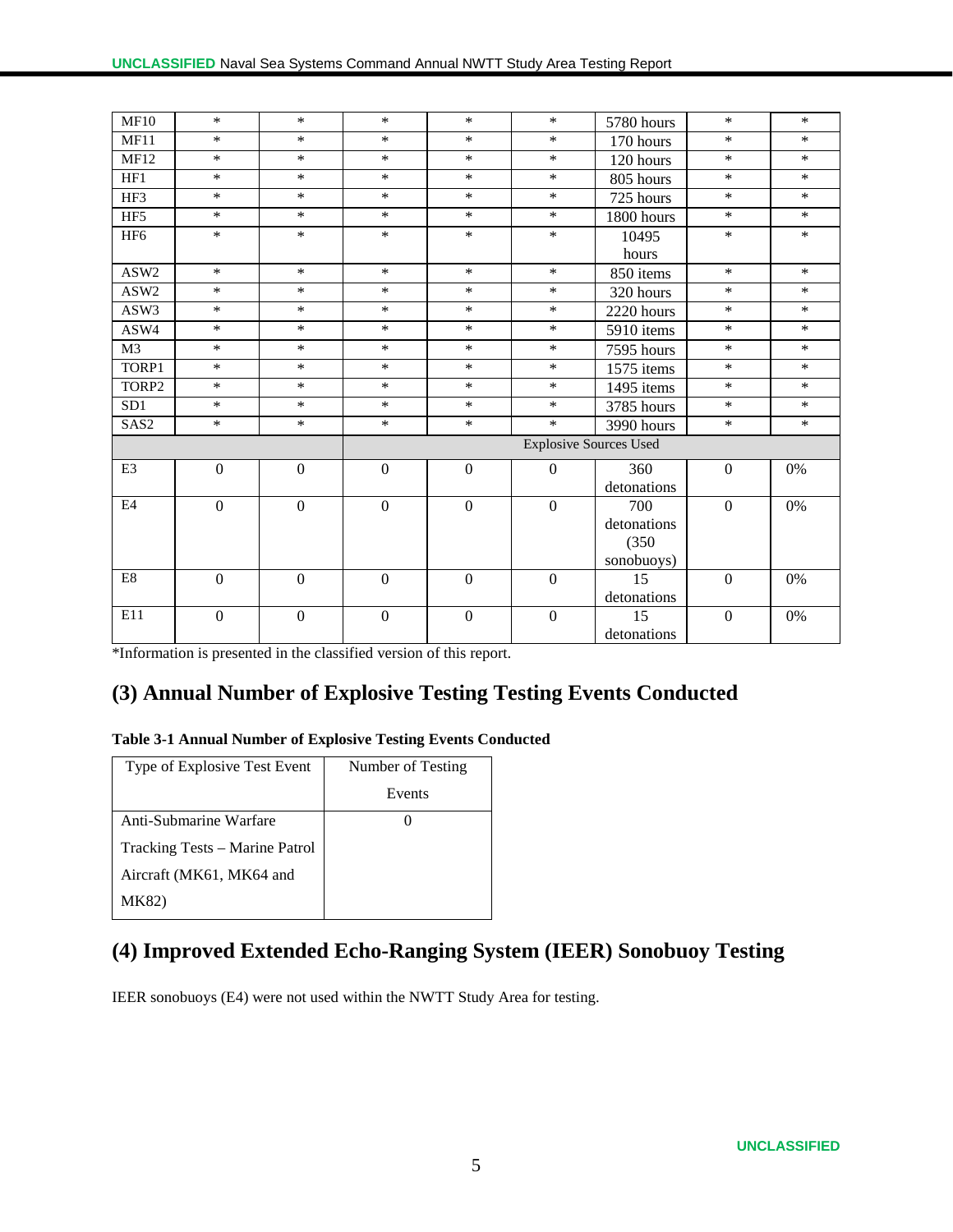| MF10 | * | * | * | * | * | 5780 hours | * | * |
|---|---|---|---|---|---|---|---|---|
| MF11 | * | * | * | * | * | 170 hours | * | * |
| MF12 | * | * | * | * | * | 120 hours | * | * |
| HF1 | * | * | * | * | * | 805 hours | * | * |
| HF3 | * | * | * | * | * | 725 hours | * | * |
| HF5 | * | * | * | * | * | 1800 hours | * | * |
| HF6 | * | * | * | * | * | 10495 hours | * | * |
| ASW2 | * | * | * | * | * | 850 items | * | * |
| ASW2 | * | * | * | * | * | 320 hours | * | * |
| ASW3 | * | * | * | * | * | 2220 hours | * | * |
| ASW4 | * | * | * | * | * | 5910 items | * | * |
| M3 | * | * | * | * | * | 7595 hours | * | * |
| TORP1 | * | * | * | * | * | 1575 items | * | * |
| TORP2 | * | * | * | * | * | 1495 items | * | * |
| SD1 | * | * | * | * | * | 3785 hours | * | * |
| SAS2 | * | * | * | * | * | 3990 hours | * | * |
| | | | Explosive Sources Used | | | | | |
| E3 | 0 | 0 | 0 | 0 | 0 | 360 detonations | 0 | 0% |
| E4 | 0 | 0 | 0 | 0 | 0 | 700 detonations (350 sonobuoys) | 0 | 0% |
| E8 | 0 | 0 | 0 | 0 | 0 | 15 detonations | 0 | 0% |
| E11 | 0 | 0 | 0 | 0 | 0 | 15 detonations | 0 | 0% |

*Information is presented in the classified version of this report.

## (3) Annual Number of Explosive Testing Testing Events Conducted

**Table 3-1 Annual Number of Explosive Testing Events Conducted**

| Type of Explosive Test Event | Number of Testing Events |
|---|---|
| Anti-Submarine Warfare Tracking Tests – Marine Patrol Aircraft (MK61, MK64 and MK82) | 0 |

## (4) Improved Extended Echo-Ranging System (IEER) Sonobuoy Testing

IEER sonobuoys (E4) were not used within the NWTT Study Area for testing.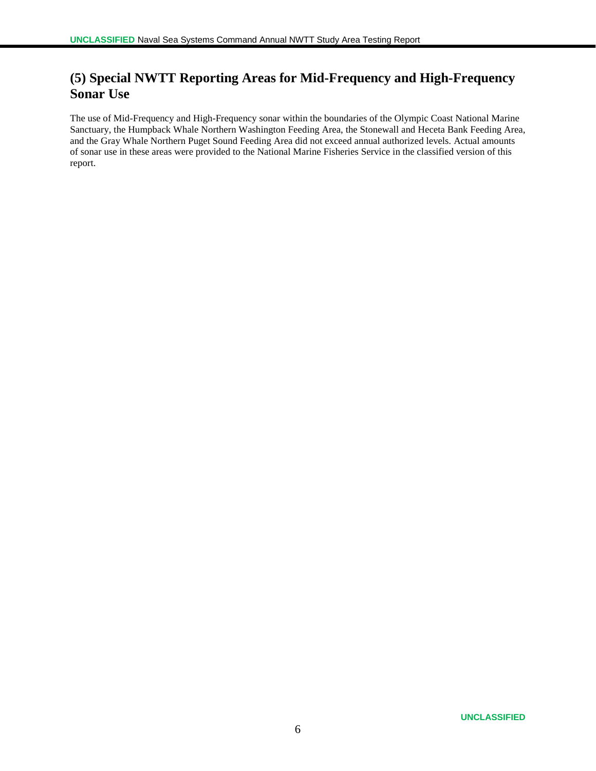## (5) Special NWTT Reporting Areas for Mid-Frequency and High-Frequency Sonar Use

The use of Mid-Frequency and High-Frequency sonar within the boundaries of the Olympic Coast National Marine Sanctuary, the Humpback Whale Northern Washington Feeding Area, the Stonewall and Heceta Bank Feeding Area, and the Gray Whale Northern Puget Sound Feeding Area did not exceed annual authorized levels. Actual amounts of sonar use in these areas were provided to the National Marine Fisheries Service in the classified version of this report.